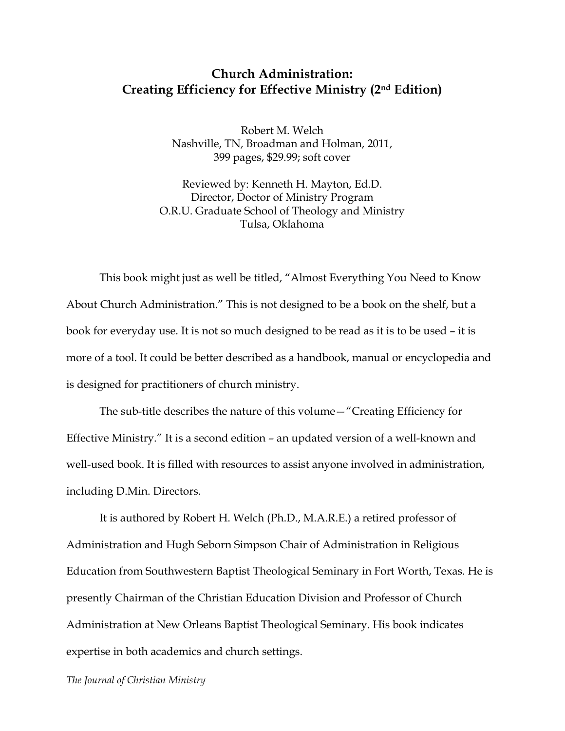# Church Administration:
# Creating Efficiency for Effective Ministry (2nd Edition)

Robert M. Welch
Nashville, TN, Broadman and Holman, 2011,
399 pages, $29.99; soft cover

Reviewed by: Kenneth H. Mayton, Ed.D.
Director, Doctor of Ministry Program
O.R.U. Graduate School of Theology and Ministry
Tulsa, Oklahoma

This book might just as well be titled, "Almost Everything You Need to Know About Church Administration." This is not designed to be a book on the shelf, but a book for everyday use. It is not so much designed to be read as it is to be used – it is more of a tool. It could be better described as a handbook, manual or encyclopedia and is designed for practitioners of church ministry.

The sub-title describes the nature of this volume—"Creating Efficiency for Effective Ministry." It is a second edition – an updated version of a well-known and well-used book. It is filled with resources to assist anyone involved in administration, including D.Min. Directors.

It is authored by Robert H. Welch (Ph.D., M.A.R.E.) a retired professor of Administration and Hugh Seborn Simpson Chair of Administration in Religious Education from Southwestern Baptist Theological Seminary in Fort Worth, Texas. He is presently Chairman of the Christian Education Division and Professor of Church Administration at New Orleans Baptist Theological Seminary. His book indicates expertise in both academics and church settings.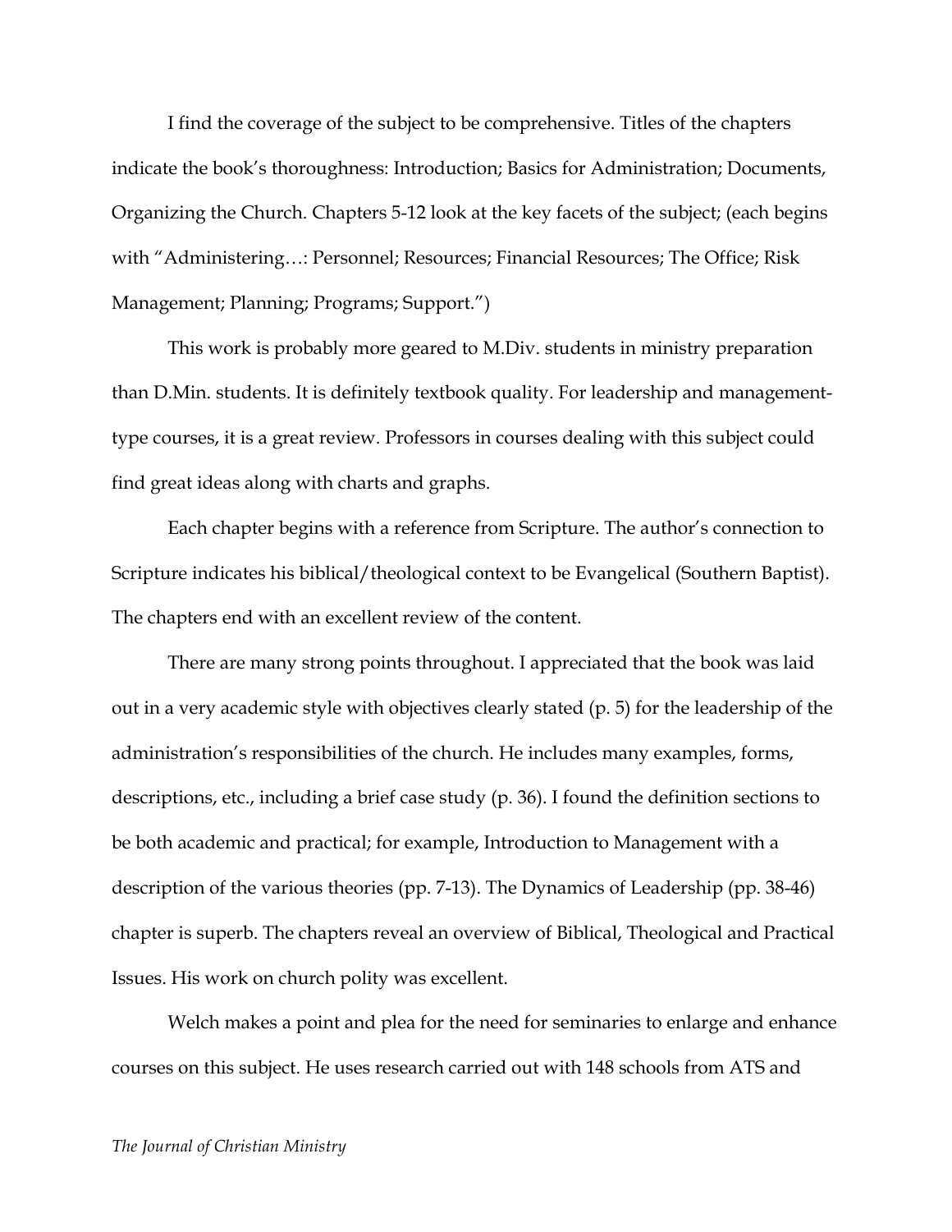I find the coverage of the subject to be comprehensive. Titles of the chapters indicate the book's thoroughness: Introduction; Basics for Administration; Documents, Organizing the Church. Chapters 5-12 look at the key facets of the subject; (each begins with "Administering…: Personnel; Resources; Financial Resources; The Office; Risk Management; Planning; Programs; Support.")

This work is probably more geared to M.Div. students in ministry preparation than D.Min. students. It is definitely textbook quality. For leadership and management-type courses, it is a great review. Professors in courses dealing with this subject could find great ideas along with charts and graphs.

Each chapter begins with a reference from Scripture. The author's connection to Scripture indicates his biblical/theological context to be Evangelical (Southern Baptist). The chapters end with an excellent review of the content.

There are many strong points throughout. I appreciated that the book was laid out in a very academic style with objectives clearly stated (p. 5) for the leadership of the administration's responsibilities of the church. He includes many examples, forms, descriptions, etc., including a brief case study (p. 36). I found the definition sections to be both academic and practical; for example, Introduction to Management with a description of the various theories (pp. 7-13). The Dynamics of Leadership (pp. 38-46) chapter is superb. The chapters reveal an overview of Biblical, Theological and Practical Issues. His work on church polity was excellent.

Welch makes a point and plea for the need for seminaries to enlarge and enhance courses on this subject. He uses research carried out with 148 schools from ATS and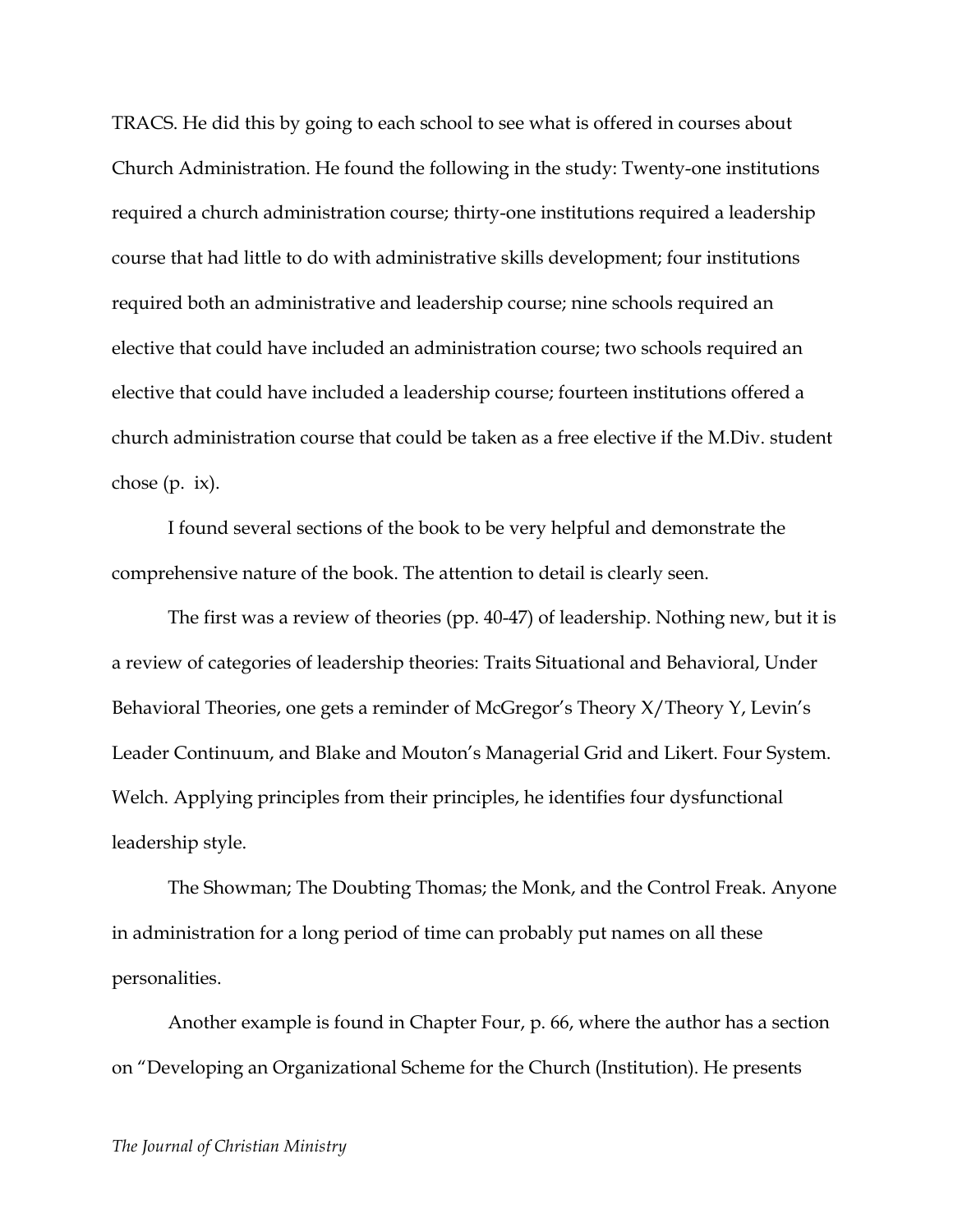TRACS. He did this by going to each school to see what is offered in courses about Church Administration. He found the following in the study: Twenty-one institutions required a church administration course; thirty-one institutions required a leadership course that had little to do with administrative skills development; four institutions required both an administrative and leadership course; nine schools required an elective that could have included an administration course; two schools required an elective that could have included a leadership course; fourteen institutions offered a church administration course that could be taken as a free elective if the M.Div. student chose (p. ix).

I found several sections of the book to be very helpful and demonstrate the comprehensive nature of the book. The attention to detail is clearly seen.

The first was a review of theories (pp. 40-47) of leadership. Nothing new, but it is a review of categories of leadership theories: Traits Situational and Behavioral, Under Behavioral Theories, one gets a reminder of McGregor's Theory X/Theory Y, Levin's Leader Continuum, and Blake and Mouton's Managerial Grid and Likert. Four System. Welch. Applying principles from their principles, he identifies four dysfunctional leadership style.

The Showman; The Doubting Thomas; the Monk, and the Control Freak. Anyone in administration for a long period of time can probably put names on all these personalities.

Another example is found in Chapter Four, p. 66, where the author has a section on "Developing an Organizational Scheme for the Church (Institution). He presents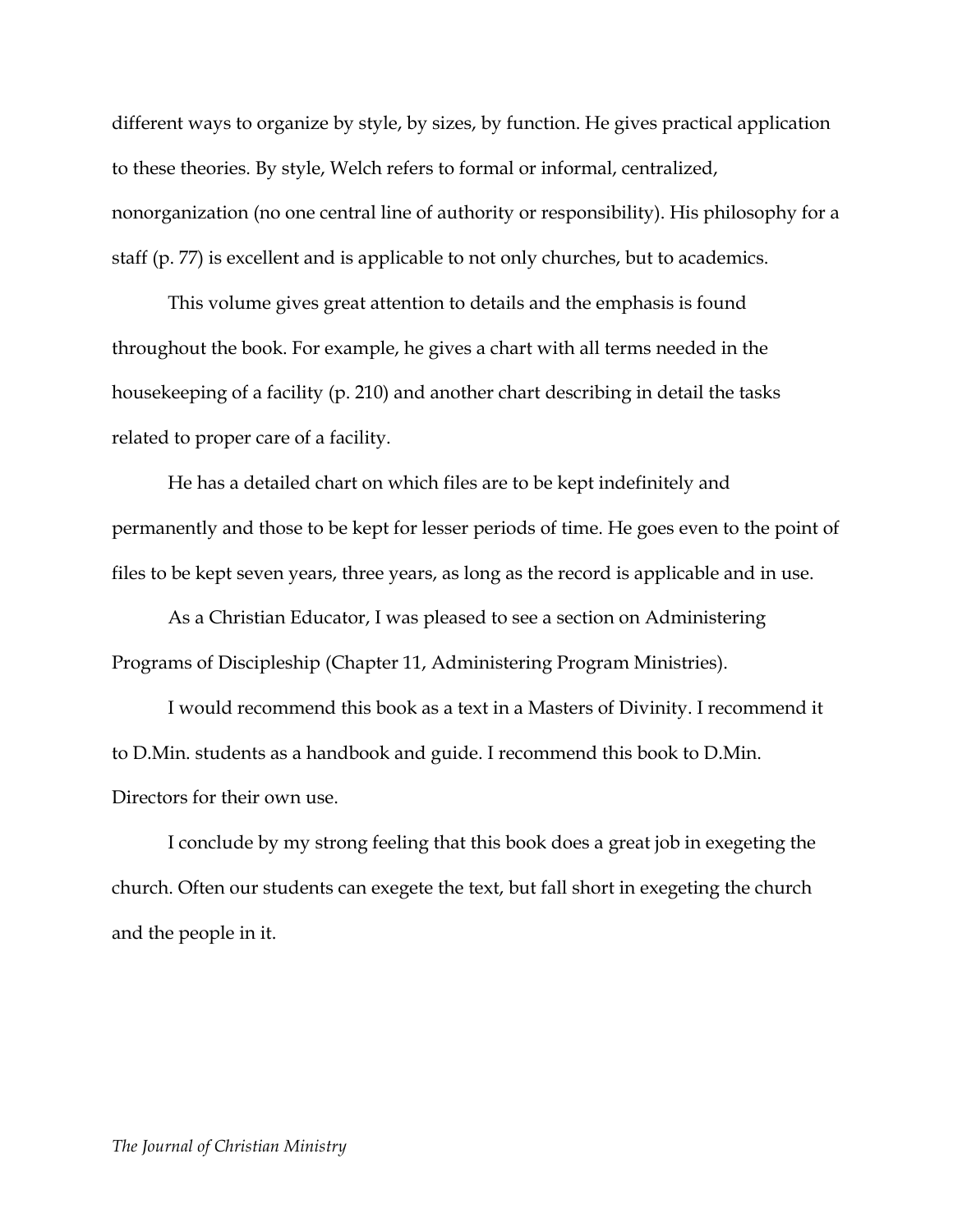different ways to organize by style, by sizes, by function. He gives practical application to these theories. By style, Welch refers to formal or informal, centralized, nonorganization (no one central line of authority or responsibility). His philosophy for a staff (p. 77) is excellent and is applicable to not only churches, but to academics.

This volume gives great attention to details and the emphasis is found throughout the book. For example, he gives a chart with all terms needed in the housekeeping of a facility (p. 210) and another chart describing in detail the tasks related to proper care of a facility.

He has a detailed chart on which files are to be kept indefinitely and permanently and those to be kept for lesser periods of time. He goes even to the point of files to be kept seven years, three years, as long as the record is applicable and in use.

As a Christian Educator, I was pleased to see a section on Administering Programs of Discipleship (Chapter 11, Administering Program Ministries).

I would recommend this book as a text in a Masters of Divinity. I recommend it to D.Min. students as a handbook and guide. I recommend this book to D.Min. Directors for their own use.

I conclude by my strong feeling that this book does a great job in exegeting the church. Often our students can exegete the text, but fall short in exegeting the church and the people in it.